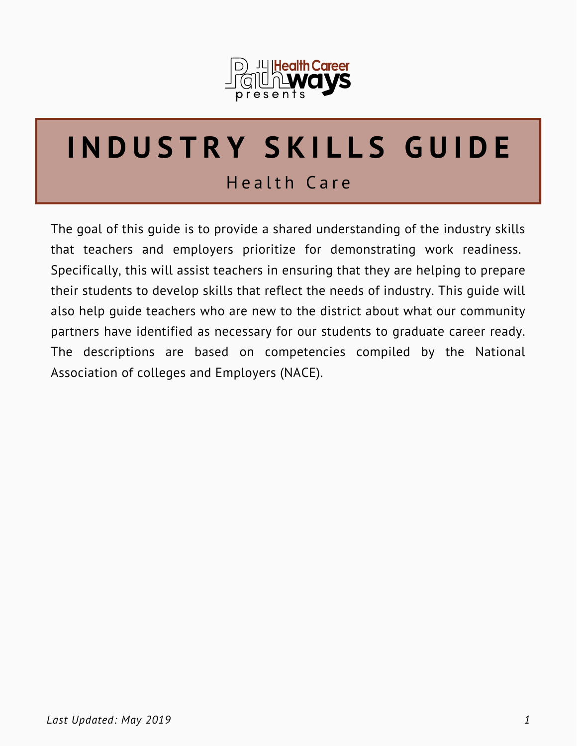Health Career Pathways presents

# INDUSTRY SKILLS GUIDE

## Health Care

The goal of this guide is to provide a shared understanding of the industry skills that teachers and employers prioritize for demonstrating work readiness. Specifically, this will assist teachers in ensuring that they are helping to prepare their students to develop skills that reflect the needs of industry. This guide will also help guide teachers who are new to the district about what our community partners have identified as necessary for our students to graduate career ready. The descriptions are based on competencies compiled by the National Association of colleges and Employers (NACE).

*Last Updated: May 2019*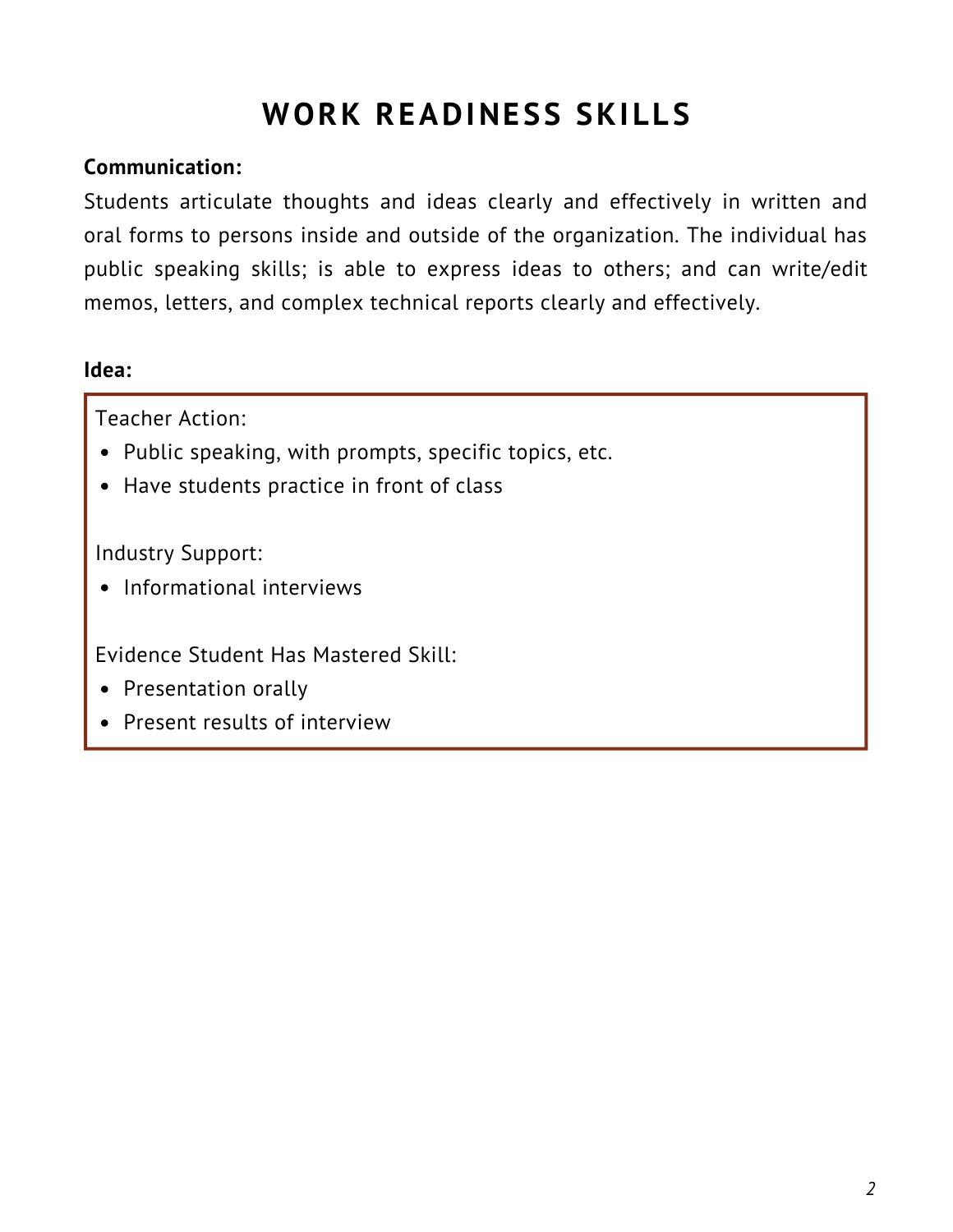# WORK READINESS SKILLS

**Communication:**

Students articulate thoughts and ideas clearly and effectively in written and oral forms to persons inside and outside of the organization. The individual has public speaking skills; is able to express ideas to others; and can write/edit memos, letters, and complex technical reports clearly and effectively.

**Idea:**

Teacher Action:

- Public speaking, with prompts, specific topics, etc.
- Have students practice in front of class

Industry Support:

- Informational interviews

Evidence Student Has Mastered Skill:

- Presentation orally
- Present results of interview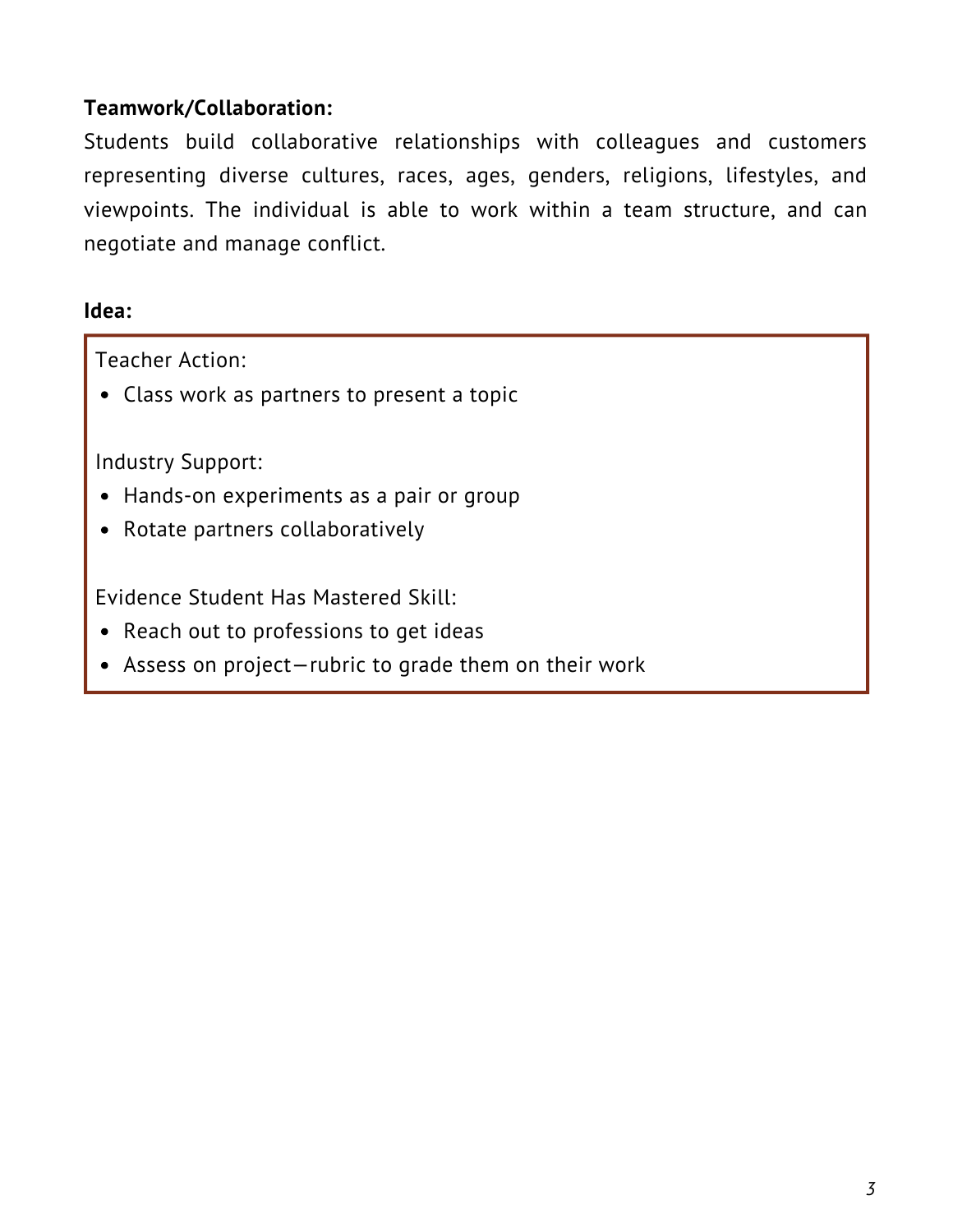**Teamwork/Collaboration:**

Students build collaborative relationships with colleagues and customers representing diverse cultures, races, ages, genders, religions, lifestyles, and viewpoints. The individual is able to work within a team structure, and can negotiate and manage conflict.

**Idea:**

Teacher Action:

- Class work as partners to present a topic

Industry Support:

- Hands-on experiments as a pair or group
- Rotate partners collaboratively

Evidence Student Has Mastered Skill:

- Reach out to professions to get ideas
- Assess on project—rubric to grade them on their work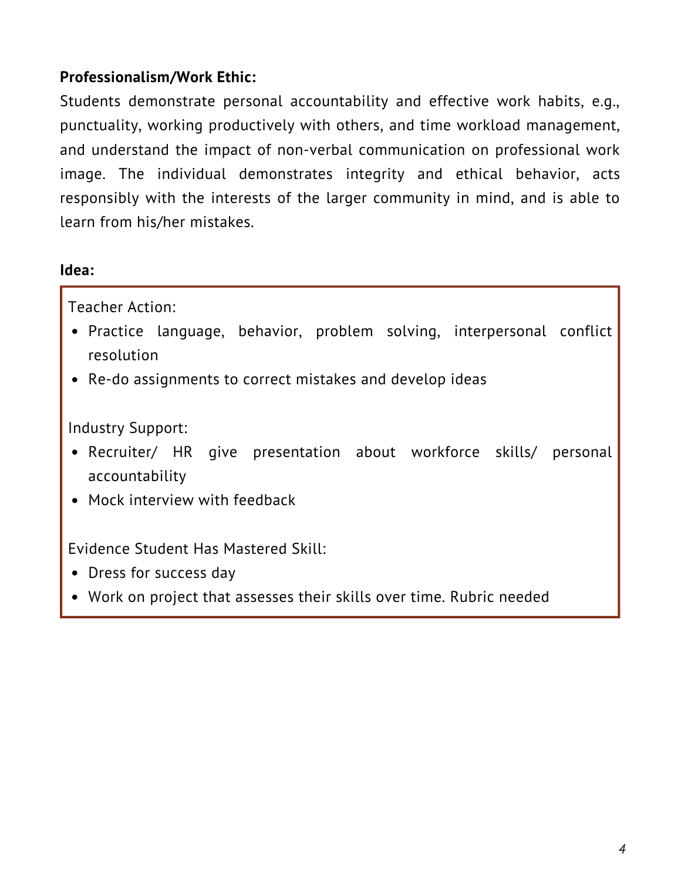**Professionalism/Work Ethic:**

Students demonstrate personal accountability and effective work habits, e.g., punctuality, working productively with others, and time workload management, and understand the impact of non-verbal communication on professional work image. The individual demonstrates integrity and ethical behavior, acts responsibly with the interests of the larger community in mind, and is able to learn from his/her mistakes.

**Idea:**

Teacher Action:

- Practice language, behavior, problem solving, interpersonal conflict resolution
- Re-do assignments to correct mistakes and develop ideas

Industry Support:

- Recruiter/ HR give presentation about workforce skills/ personal accountability
- Mock interview with feedback

Evidence Student Has Mastered Skill:

- Dress for success day
- Work on project that assesses their skills over time. Rubric needed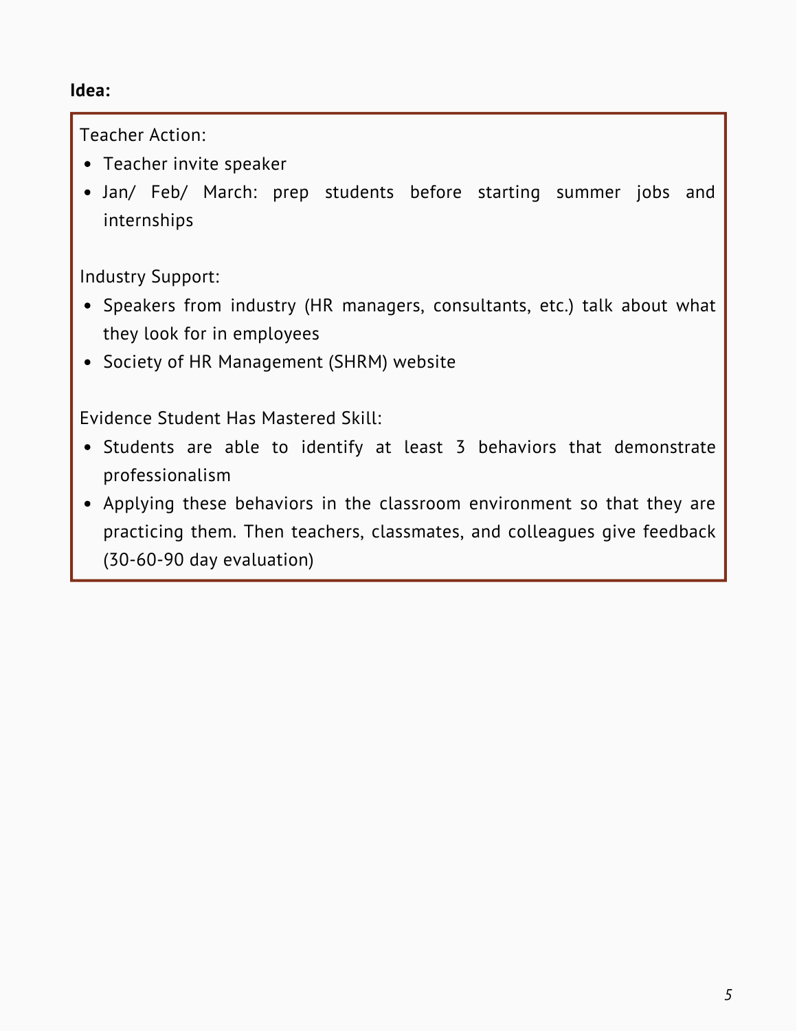**Idea:**

Teacher Action:

- Teacher invite speaker
- Jan/ Feb/ March: prep students before starting summer jobs and internships

Industry Support:

- Speakers from industry (HR managers, consultants, etc.) talk about what they look for in employees
- Society of HR Management (SHRM) website

Evidence Student Has Mastered Skill:

- Students are able to identify at least 3 behaviors that demonstrate professionalism
- Applying these behaviors in the classroom environment so that they are practicing them. Then teachers, classmates, and colleagues give feedback (30-60-90 day evaluation)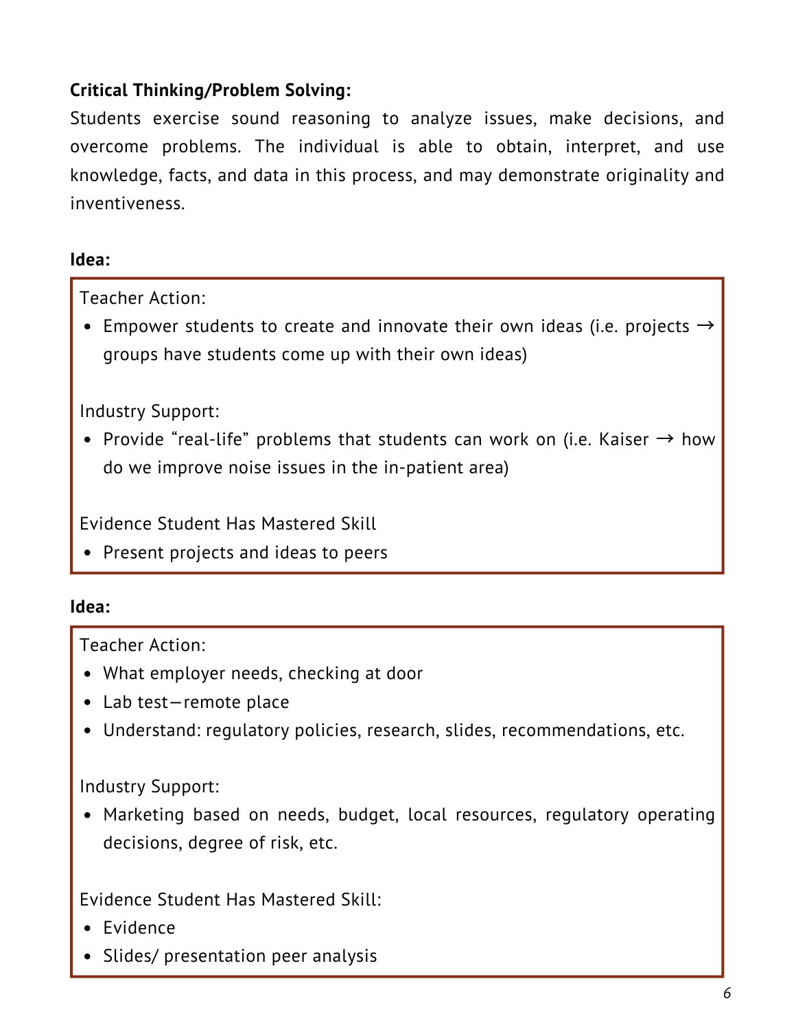**Critical Thinking/Problem Solving:**

Students exercise sound reasoning to analyze issues, make decisions, and overcome problems. The individual is able to obtain, interpret, and use knowledge, facts, and data in this process, and may demonstrate originality and inventiveness.

**Idea:**

Teacher Action:

- Empower students to create and innovate their own ideas (i.e. projects → groups have students come up with their own ideas)

Industry Support:

- Provide "real-life" problems that students can work on (i.e. Kaiser → how do we improve noise issues in the in-patient area)

Evidence Student Has Mastered Skill

- Present projects and ideas to peers

**Idea:**

Teacher Action:

- What employer needs, checking at door
- Lab test—remote place
- Understand: regulatory policies, research, slides, recommendations, etc.

Industry Support:

- Marketing based on needs, budget, local resources, regulatory operating decisions, degree of risk, etc.

Evidence Student Has Mastered Skill:

- Evidence
- Slides/ presentation peer analysis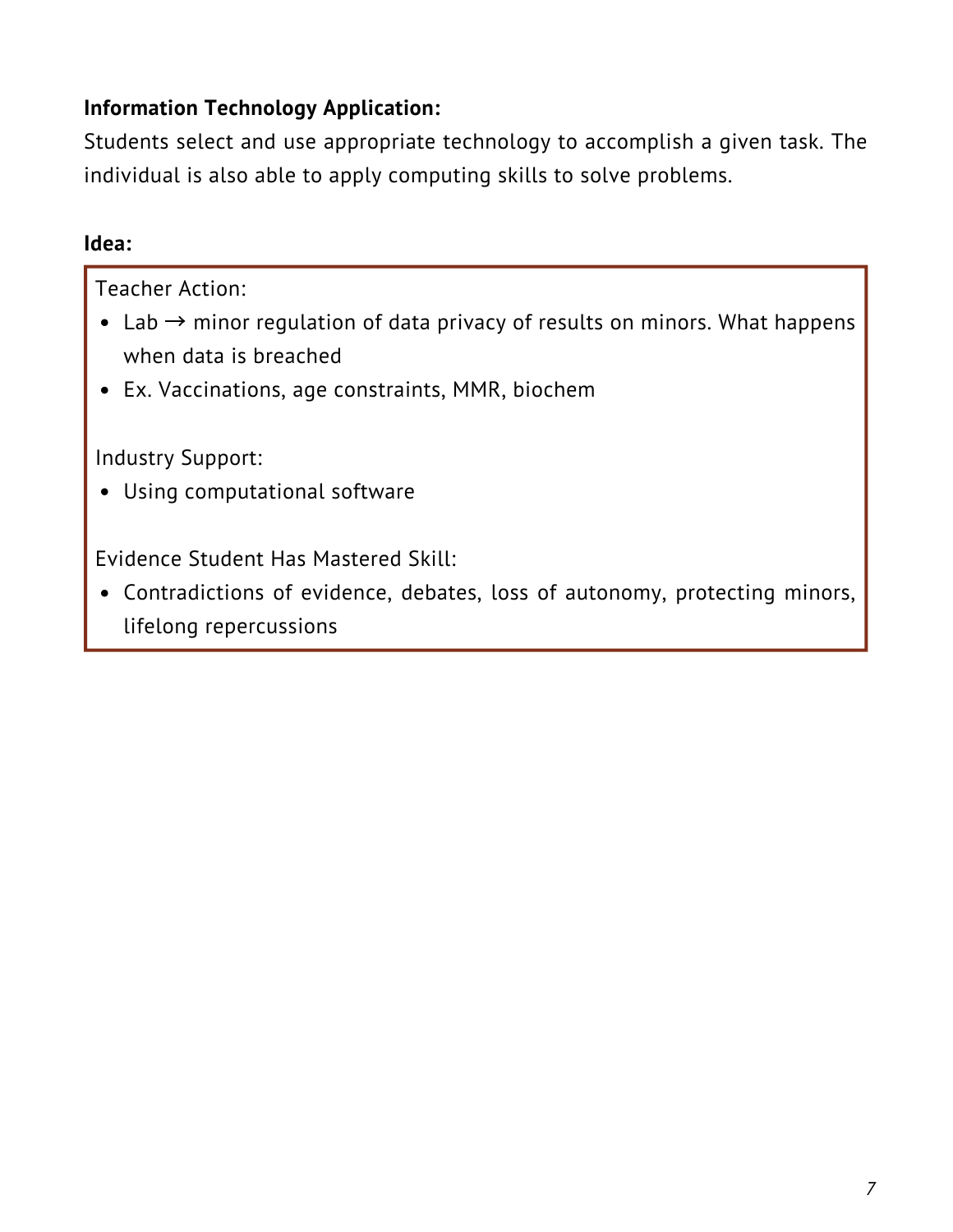**Information Technology Application:**
Students select and use appropriate technology to accomplish a given task. The individual is also able to apply computing skills to solve problems.

**Idea:**

Teacher Action:

- Lab → minor regulation of data privacy of results on minors. What happens when data is breached
- Ex. Vaccinations, age constraints, MMR, biochem

Industry Support:

- Using computational software

Evidence Student Has Mastered Skill:

- Contradictions of evidence, debates, loss of autonomy, protecting minors, lifelong repercussions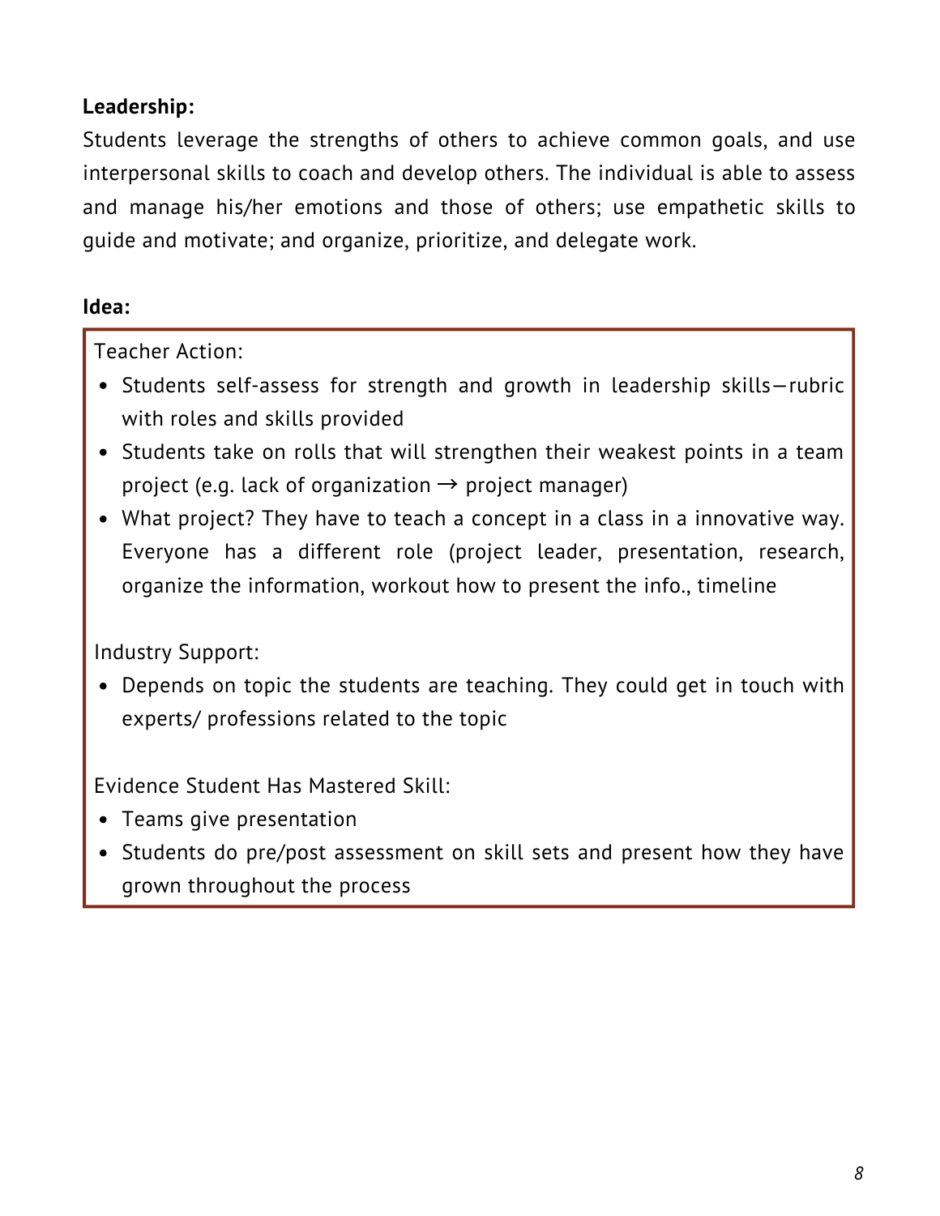**Leadership:**

Students leverage the strengths of others to achieve common goals, and use interpersonal skills to coach and develop others. The individual is able to assess and manage his/her emotions and those of others; use empathetic skills to guide and motivate; and organize, prioritize, and delegate work.

**Idea:**

Teacher Action:

- Students self-assess for strength and growth in leadership skills—rubric with roles and skills provided
- Students take on rolls that will strengthen their weakest points in a team project (e.g. lack of organization → project manager)
- What project? They have to teach a concept in a class in a innovative way. Everyone has a different role (project leader, presentation, research, organize the information, workout how to present the info., timeline

Industry Support:

- Depends on topic the students are teaching. They could get in touch with experts/ professions related to the topic

Evidence Student Has Mastered Skill:

- Teams give presentation
- Students do pre/post assessment on skill sets and present how they have grown throughout the process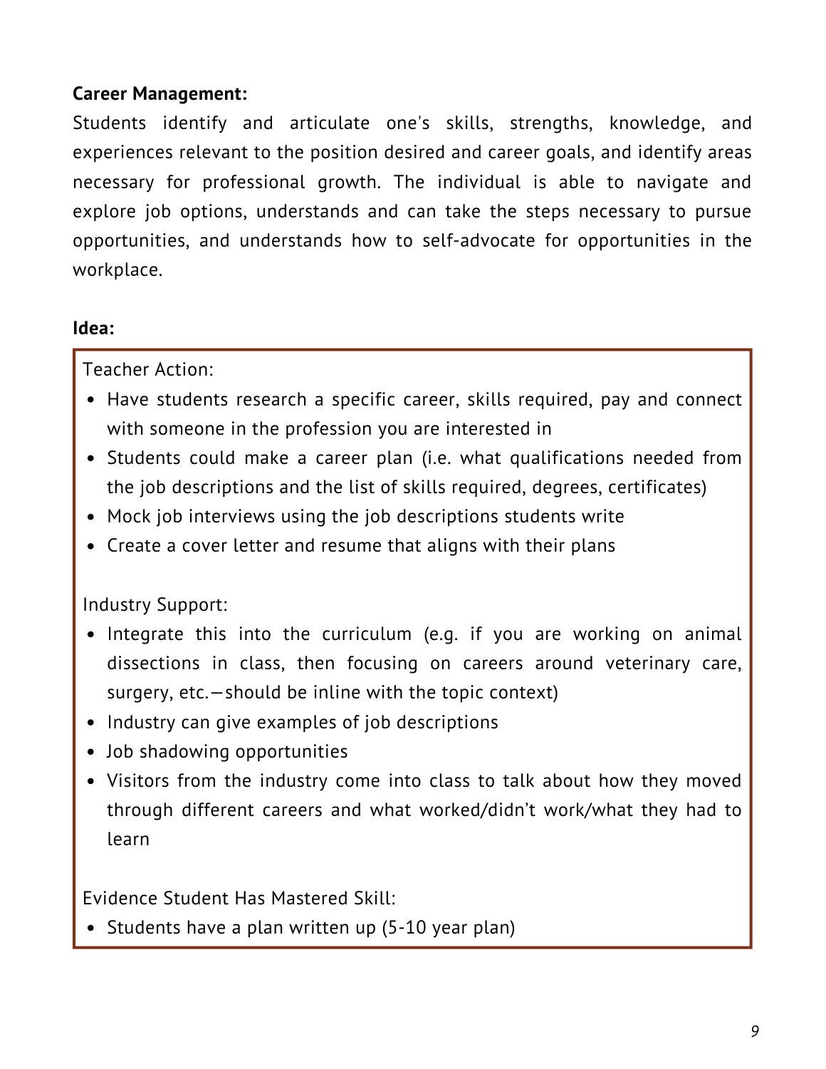**Career Management:**
Students identify and articulate one's skills, strengths, knowledge, and experiences relevant to the position desired and career goals, and identify areas necessary for professional growth. The individual is able to navigate and explore job options, understands and can take the steps necessary to pursue opportunities, and understands how to self-advocate for opportunities in the workplace.

**Idea:**

Teacher Action:

- Have students research a specific career, skills required, pay and connect with someone in the profession you are interested in
- Students could make a career plan (i.e. what qualifications needed from the job descriptions and the list of skills required, degrees, certificates)
- Mock job interviews using the job descriptions students write
- Create a cover letter and resume that aligns with their plans

Industry Support:

- Integrate this into the curriculum (e.g. if you are working on animal dissections in class, then focusing on careers around veterinary care, surgery, etc.—should be inline with the topic context)
- Industry can give examples of job descriptions
- Job shadowing opportunities
- Visitors from the industry come into class to talk about how they moved through different careers and what worked/didn't work/what they had to learn

Evidence Student Has Mastered Skill:

- Students have a plan written up (5-10 year plan)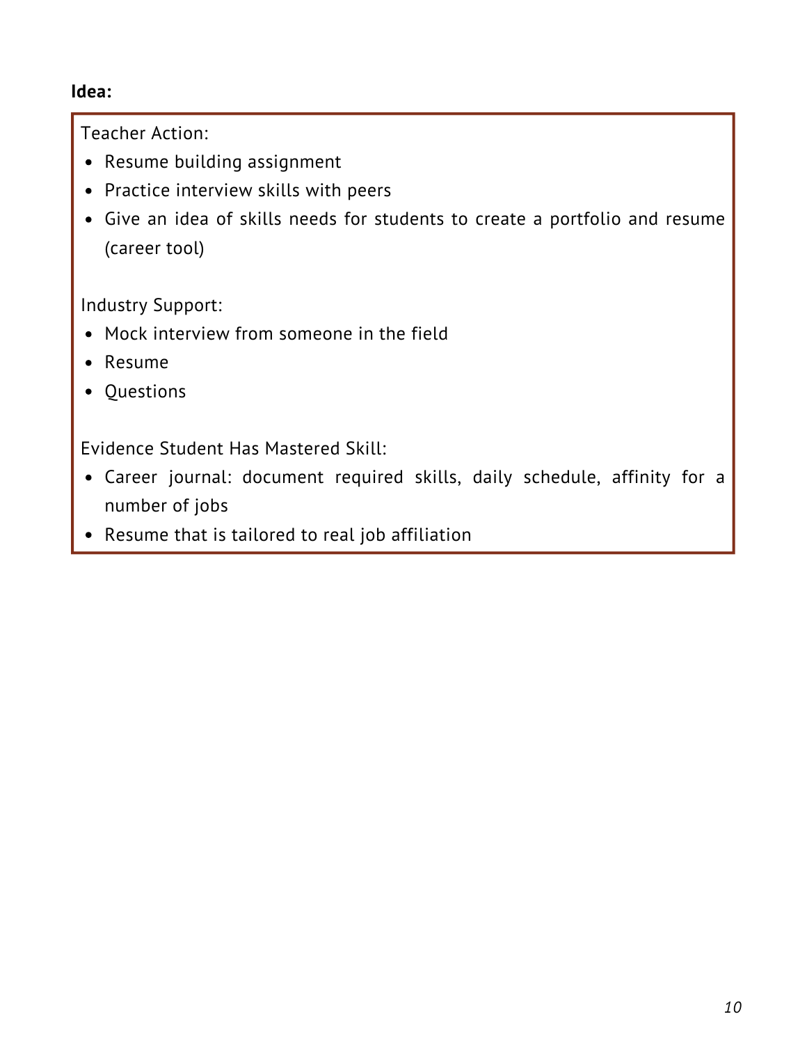**Idea:**

Teacher Action:

- Resume building assignment
- Practice interview skills with peers
- Give an idea of skills needs for students to create a portfolio and resume (career tool)

Industry Support:

- Mock interview from someone in the field
- Resume
- Questions

Evidence Student Has Mastered Skill:

- Career journal: document required skills, daily schedule, affinity for a number of jobs
- Resume that is tailored to real job affiliation